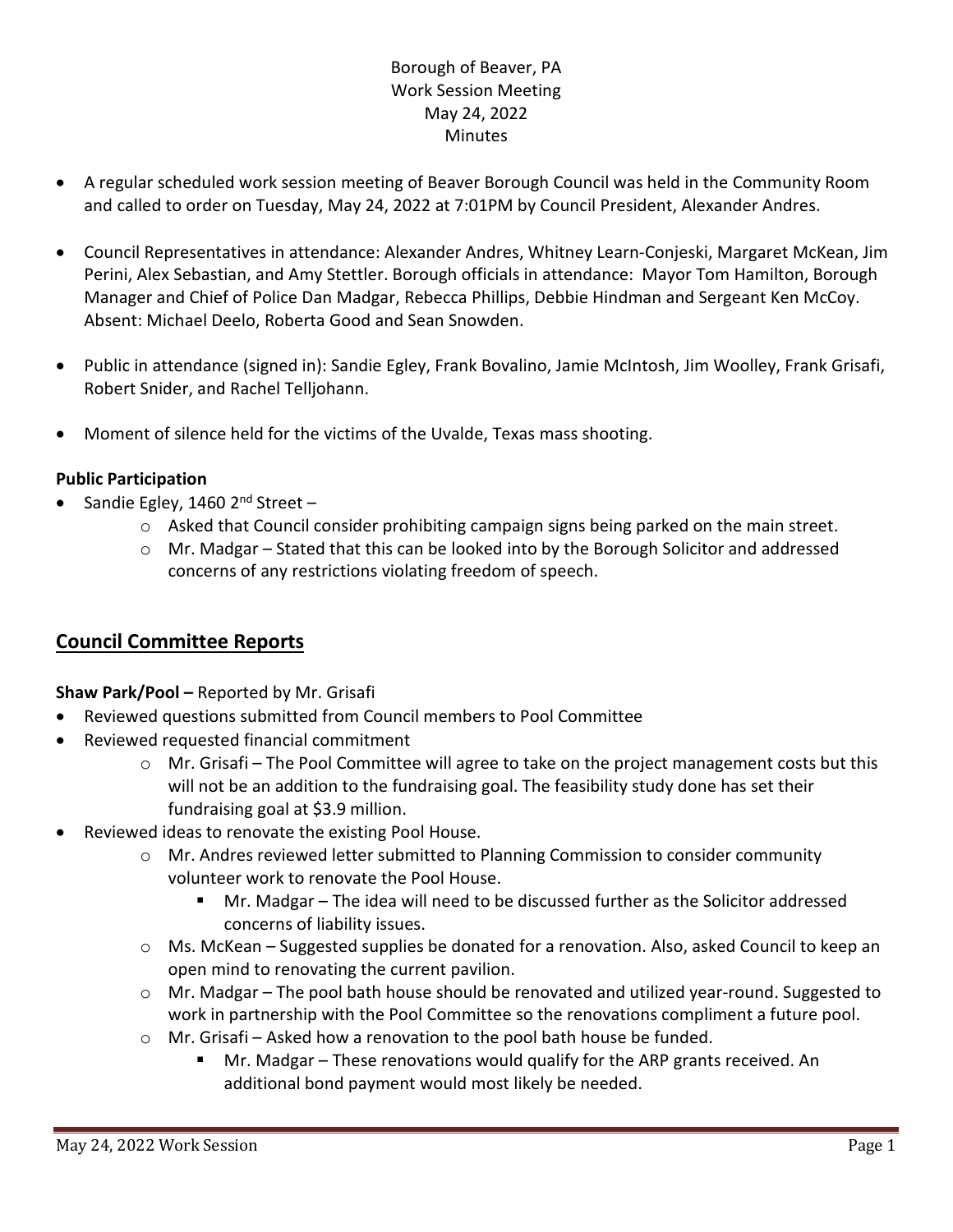Borough of Beaver, PA
Work Session Meeting
May 24, 2022
Minutes

- A regular scheduled work session meeting of Beaver Borough Council was held in the Community Room and called to order on Tuesday, May 24, 2022 at 7:01PM by Council President, Alexander Andres.
- Council Representatives in attendance: Alexander Andres, Whitney Learn-Conjeski, Margaret McKean, Jim Perini, Alex Sebastian, and Amy Stettler. Borough officials in attendance: Mayor Tom Hamilton, Borough Manager and Chief of Police Dan Madgar, Rebecca Phillips, Debbie Hindman and Sergeant Ken McCoy. Absent: Michael Deelo, Roberta Good and Sean Snowden.
- Public in attendance (signed in): Sandie Egley, Frank Bovalino, Jamie McIntosh, Jim Woolley, Frank Grisafi, Robert Snider, and Rachel Telljohann.
- Moment of silence held for the victims of the Uvalde, Texas mass shooting.

**Public Participation**

- Sandie Egley, 1460 2nd Street –
  - Asked that Council consider prohibiting campaign signs being parked on the main street.
  - Mr. Madgar – Stated that this can be looked into by the Borough Solicitor and addressed concerns of any restrictions violating freedom of speech.

## Council Committee Reports

**Shaw Park/Pool –** Reported by Mr. Grisafi

- Reviewed questions submitted from Council members to Pool Committee
- Reviewed requested financial commitment
  - Mr. Grisafi – The Pool Committee will agree to take on the project management costs but this will not be an addition to the fundraising goal. The feasibility study done has set their fundraising goal at $3.9 million.
- Reviewed ideas to renovate the existing Pool House.
  - Mr. Andres reviewed letter submitted to Planning Commission to consider community volunteer work to renovate the Pool House.
    - Mr. Madgar – The idea will need to be discussed further as the Solicitor addressed concerns of liability issues.
  - Ms. McKean – Suggested supplies be donated for a renovation. Also, asked Council to keep an open mind to renovating the current pavilion.
  - Mr. Madgar – The pool bath house should be renovated and utilized year-round. Suggested to work in partnership with the Pool Committee so the renovations compliment a future pool.
  - Mr. Grisafi – Asked how a renovation to the pool bath house be funded.
    - Mr. Madgar – These renovations would qualify for the ARP grants received. An additional bond payment would most likely be needed.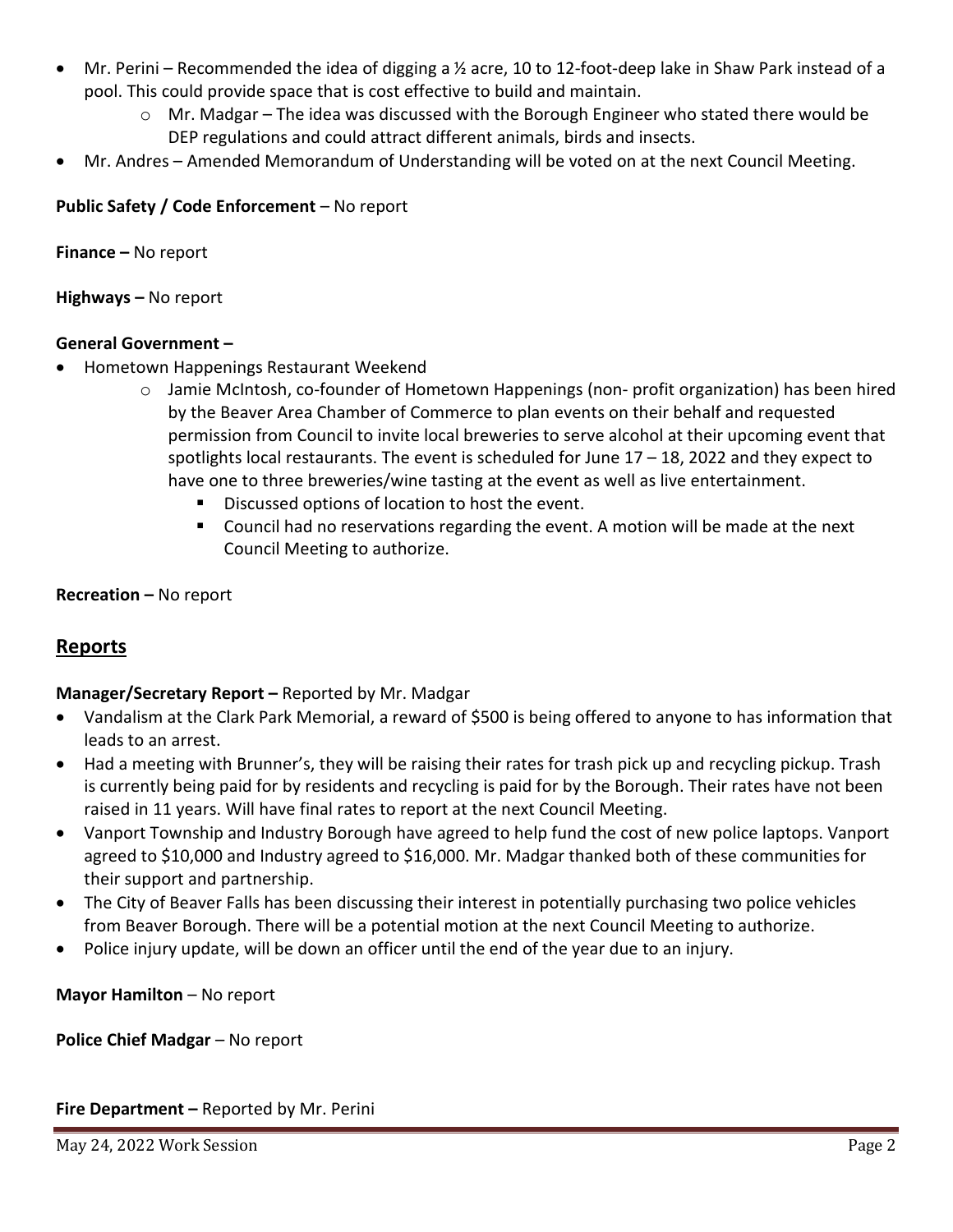- Mr. Perini – Recommended the idea of digging a ½ acre, 10 to 12-foot-deep lake in Shaw Park instead of a pool. This could provide space that is cost effective to build and maintain.
    - Mr. Madgar – The idea was discussed with the Borough Engineer who stated there would be DEP regulations and could attract different animals, birds and insects.
- Mr. Andres – Amended Memorandum of Understanding will be voted on at the next Council Meeting.

**Public Safety / Code Enforcement** – No report

**Finance –** No report

**Highways –** No report

**General Government –**

- Hometown Happenings Restaurant Weekend
    - Jamie McIntosh, co-founder of Hometown Happenings (non- profit organization) has been hired by the Beaver Area Chamber of Commerce to plan events on their behalf and requested permission from Council to invite local breweries to serve alcohol at their upcoming event that spotlights local restaurants. The event is scheduled for June 17 – 18, 2022 and they expect to have one to three breweries/wine tasting at the event as well as live entertainment.
        - Discussed options of location to host the event.
        - Council had no reservations regarding the event. A motion will be made at the next Council Meeting to authorize.

**Recreation –** No report

## Reports

**Manager/Secretary Report –** Reported by Mr. Madgar

- Vandalism at the Clark Park Memorial, a reward of $500 is being offered to anyone to has information that leads to an arrest.
- Had a meeting with Brunner's, they will be raising their rates for trash pick up and recycling pickup. Trash is currently being paid for by residents and recycling is paid for by the Borough. Their rates have not been raised in 11 years. Will have final rates to report at the next Council Meeting.
- Vanport Township and Industry Borough have agreed to help fund the cost of new police laptops. Vanport agreed to $10,000 and Industry agreed to $16,000. Mr. Madgar thanked both of these communities for their support and partnership.
- The City of Beaver Falls has been discussing their interest in potentially purchasing two police vehicles from Beaver Borough. There will be a potential motion at the next Council Meeting to authorize.
- Police injury update, will be down an officer until the end of the year due to an injury.

**Mayor Hamilton** – No report

**Police Chief Madgar** – No report

**Fire Department –** Reported by Mr. Perini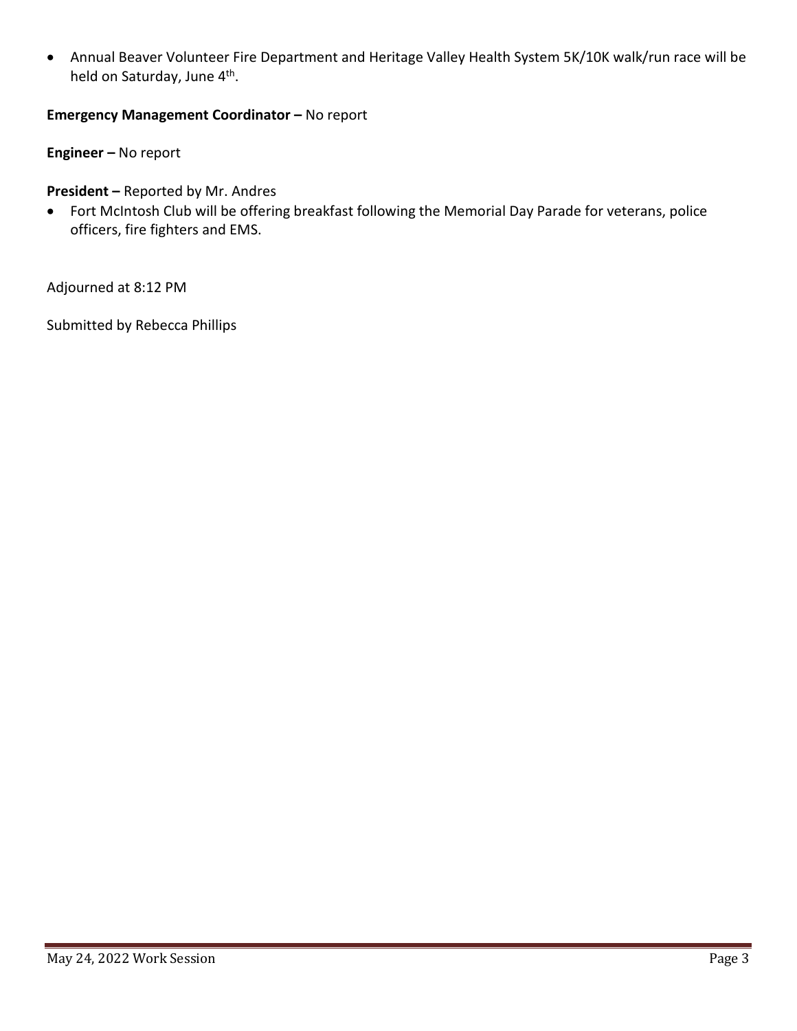- Annual Beaver Volunteer Fire Department and Heritage Valley Health System 5K/10K walk/run race will be held on Saturday, June 4th.

**Emergency Management Coordinator –** No report

**Engineer –** No report

**President –** Reported by Mr. Andres

- Fort McIntosh Club will be offering breakfast following the Memorial Day Parade for veterans, police officers, fire fighters and EMS.

Adjourned at 8:12 PM

Submitted by Rebecca Phillips